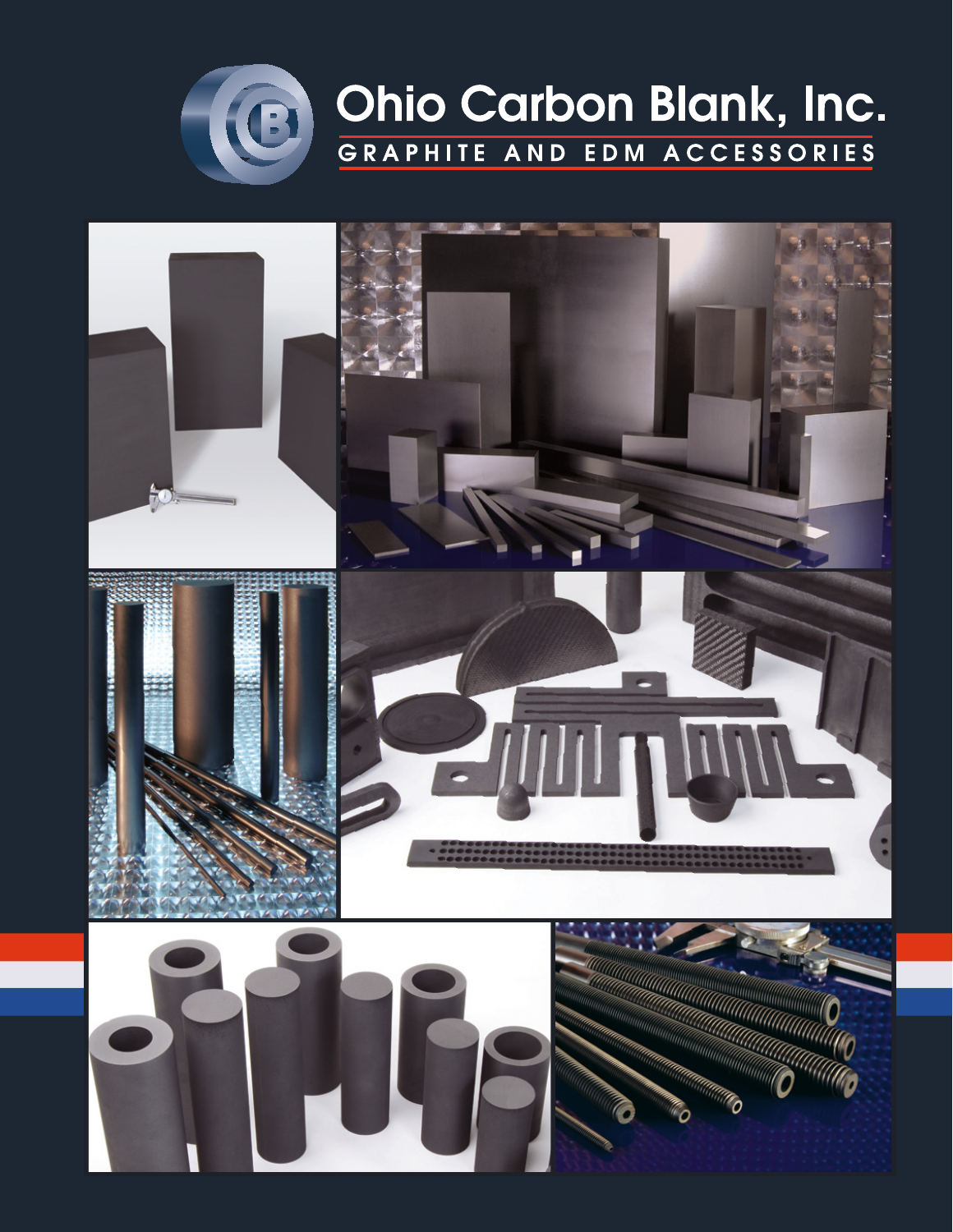# Ohio Carbon Blank, Inc.

GRAPHITE AND EDM ACCESSORIES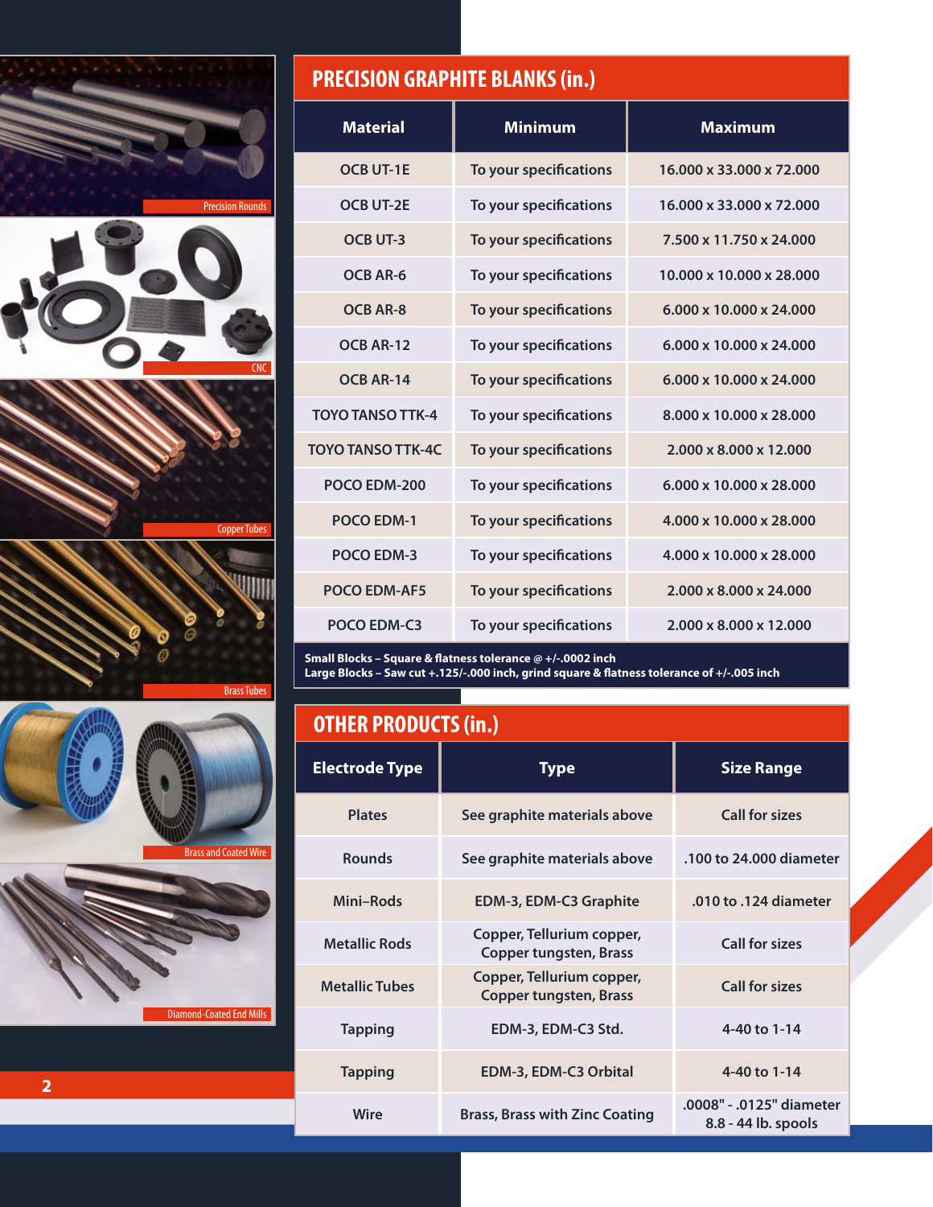Precision Rounds

CNC

Copper Tubes

Brass Tubes

Brass and Coated Wire

Diamond-Coated End Mills

## PRECISION GRAPHITE BLANKS (in.)

| Material | Minimum | Maximum |
|---|---|---|
| OCB UT-1E | To your specifications | 16.000 x 33.000 x 72.000 |
| OCB UT-2E | To your specifications | 16.000 x 33.000 x 72.000 |
| OCB UT-3 | To your specifications | 7.500 x 11.750 x 24.000 |
| OCB AR-6 | To your specifications | 10.000 x 10.000 x 28.000 |
| OCB AR-8 | To your specifications | 6.000 x 10.000 x 24.000 |
| OCB AR-12 | To your specifications | 6.000 x 10.000 x 24.000 |
| OCB AR-14 | To your specifications | 6.000 x 10.000 x 24.000 |
| TOYO TANSO TTK-4 | To your specifications | 8.000 x 10.000 x 28.000 |
| TOYO TANSO TTK-4C | To your specifications | 2.000 x 8.000 x 12.000 |
| POCO EDM-200 | To your specifications | 6.000 x 10.000 x 28.000 |
| POCO EDM-1 | To your specifications | 4.000 x 10.000 x 28.000 |
| POCO EDM-3 | To your specifications | 4.000 x 10.000 x 28.000 |
| POCO EDM-AF5 | To your specifications | 2.000 x 8.000 x 24.000 |
| POCO EDM-C3 | To your specifications | 2.000 x 8.000 x 12.000 |

**Small Blocks – Square & flatness tolerance @ +/-.0002 inch**
**Large Blocks – Saw cut +.125/-.000 inch, grind square & flatness tolerance of +/-.005 inch**

## OTHER PRODUCTS (in.)

| Electrode Type | Type | Size Range |
|---|---|---|
| Plates | See graphite materials above | Call for sizes |
| Rounds | See graphite materials above | .100 to 24.000 diameter |
| Mini–Rods | EDM-3, EDM-C3 Graphite | .010 to .124 diameter |
| Metallic Rods | Copper, Tellurium copper, Copper tungsten, Brass | Call for sizes |
| Metallic Tubes | Copper, Tellurium copper, Copper tungsten, Brass | Call for sizes |
| Tapping | EDM-3, EDM-C3 Std. | 4-40 to 1-14 |
| Tapping | EDM-3, EDM-C3 Orbital | 4-40 to 1-14 |
| Wire | Brass, Brass with Zinc Coating | .0008" - .0125" diameter 8.8 - 44 lb. spools |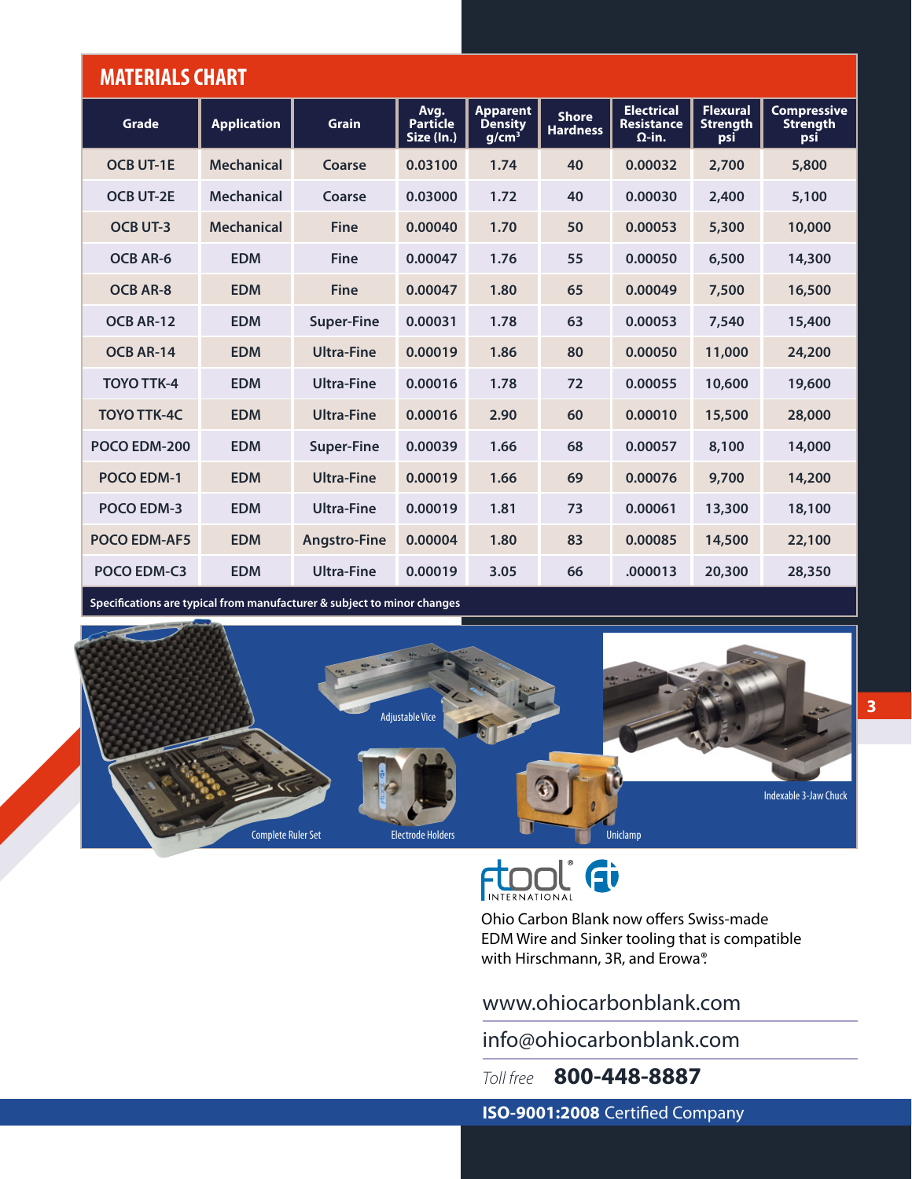## MATERIALS CHART

| Grade | Application | Grain | Avg. Particle Size (In.) | Apparent Density g/cm³ | Shore Hardness | Electrical Resistance Ω-in. | Flexural Strength psi | Compressive Strength psi |
|---|---|---|---|---|---|---|---|---|
| OCB UT-1E | Mechanical | Coarse | 0.03100 | 1.74 | 40 | 0.00032 | 2,700 | 5,800 |
| OCB UT-2E | Mechanical | Coarse | 0.03000 | 1.72 | 40 | 0.00030 | 2,400 | 5,100 |
| OCB UT-3 | Mechanical | Fine | 0.00040 | 1.70 | 50 | 0.00053 | 5,300 | 10,000 |
| OCB AR-6 | EDM | Fine | 0.00047 | 1.76 | 55 | 0.00050 | 6,500 | 14,300 |
| OCB AR-8 | EDM | Fine | 0.00047 | 1.80 | 65 | 0.00049 | 7,500 | 16,500 |
| OCB AR-12 | EDM | Super-Fine | 0.00031 | 1.78 | 63 | 0.00053 | 7,540 | 15,400 |
| OCB AR-14 | EDM | Ultra-Fine | 0.00019 | 1.86 | 80 | 0.00050 | 11,000 | 24,200 |
| TOYO TTK-4 | EDM | Ultra-Fine | 0.00016 | 1.78 | 72 | 0.00055 | 10,600 | 19,600 |
| TOYO TTK-4C | EDM | Ultra-Fine | 0.00016 | 2.90 | 60 | 0.00010 | 15,500 | 28,000 |
| POCO EDM-200 | EDM | Super-Fine | 0.00039 | 1.66 | 68 | 0.00057 | 8,100 | 14,000 |
| POCO EDM-1 | EDM | Ultra-Fine | 0.00019 | 1.66 | 69 | 0.00076 | 9,700 | 14,200 |
| POCO EDM-3 | EDM | Ultra-Fine | 0.00019 | 1.81 | 73 | 0.00061 | 13,300 | 18,100 |
| POCO EDM-AF5 | EDM | Angstro-Fine | 0.00004 | 1.80 | 83 | 0.00085 | 14,500 | 22,100 |
| POCO EDM-C3 | EDM | Ultra-Fine | 0.00019 | 3.05 | 66 | .000013 | 20,300 | 28,350 |

**Specifications are typical from manufacturer & subject to minor changes**

Complete Ruler Set

Adjustable Vice

Electrode Holders

Uniclamp

Indexable 3-Jaw Chuck

ftool® INTERNATIONAL

Ohio Carbon Blank now offers Swiss-made EDM Wire and Sinker tooling that is compatible with Hirschmann, 3R, and Erowa®.

www.ohiocarbonblank.com

info@ohiocarbonblank.com

*Toll free* **800-448-8887**

**ISO-9001:2008** Certified Company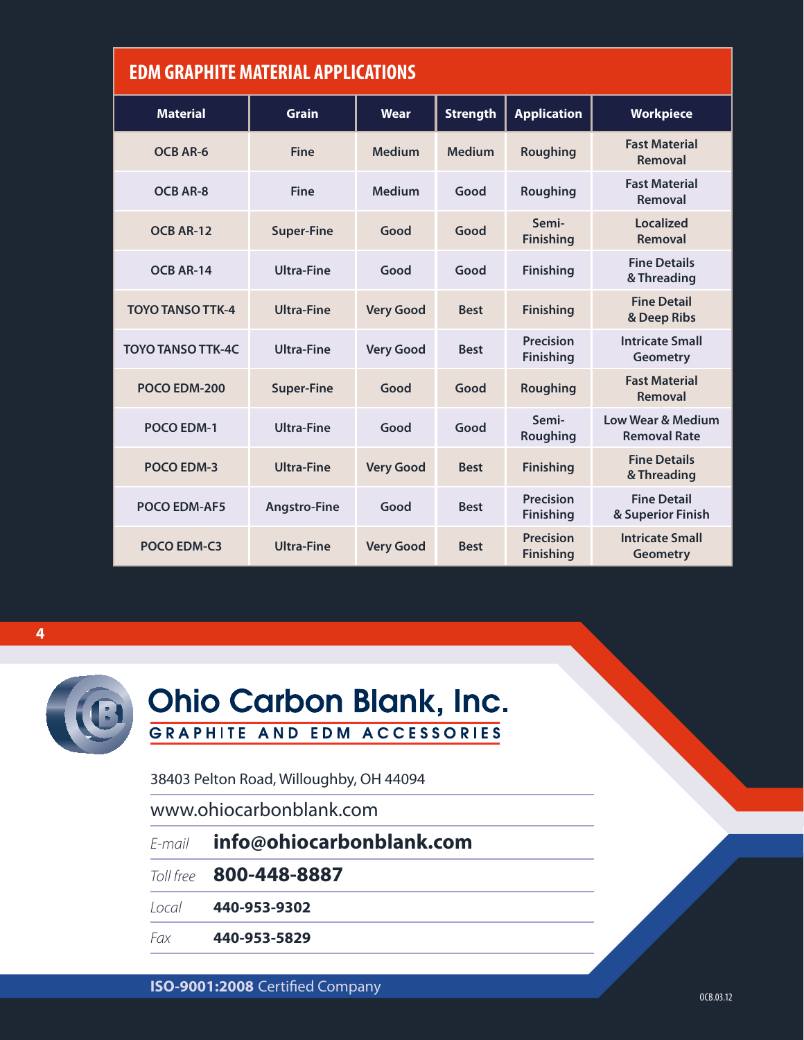## EDM GRAPHITE MATERIAL APPLICATIONS

| Material | Grain | Wear | Strength | Application | Workpiece |
|---|---|---|---|---|---|
| OCB AR-6 | Fine | Medium | Medium | Roughing | Fast Material Removal |
| OCB AR-8 | Fine | Medium | Good | Roughing | Fast Material Removal |
| OCB AR-12 | Super-Fine | Good | Good | Semi-Finishing | Localized Removal |
| OCB AR-14 | Ultra-Fine | Good | Good | Finishing | Fine Details & Threading |
| TOYO TANSO TTK-4 | Ultra-Fine | Very Good | Best | Finishing | Fine Detail & Deep Ribs |
| TOYO TANSO TTK-4C | Ultra-Fine | Very Good | Best | Precision Finishing | Intricate Small Geometry |
| POCO EDM-200 | Super-Fine | Good | Good | Roughing | Fast Material Removal |
| POCO EDM-1 | Ultra-Fine | Good | Good | Semi-Roughing | Low Wear & Medium Removal Rate |
| POCO EDM-3 | Ultra-Fine | Very Good | Best | Finishing | Fine Details & Threading |
| POCO EDM-AF5 | Angstro-Fine | Good | Best | Precision Finishing | Fine Detail & Superior Finish |
| POCO EDM-C3 | Ultra-Fine | Very Good | Best | Precision Finishing | Intricate Small Geometry |

# Ohio Carbon Blank, Inc.

GRAPHITE AND EDM ACCESSORIES

38403 Pelton Road, Willoughby, OH 44094

www.ohiocarbonblank.com

*E-mail* **info@ohiocarbonblank.com**

*Toll free* **800-448-8887**

*Local* **440-953-9302**

*Fax* **440-953-5829**

**ISO-9001:2008** Certified Company

OCB.03.12